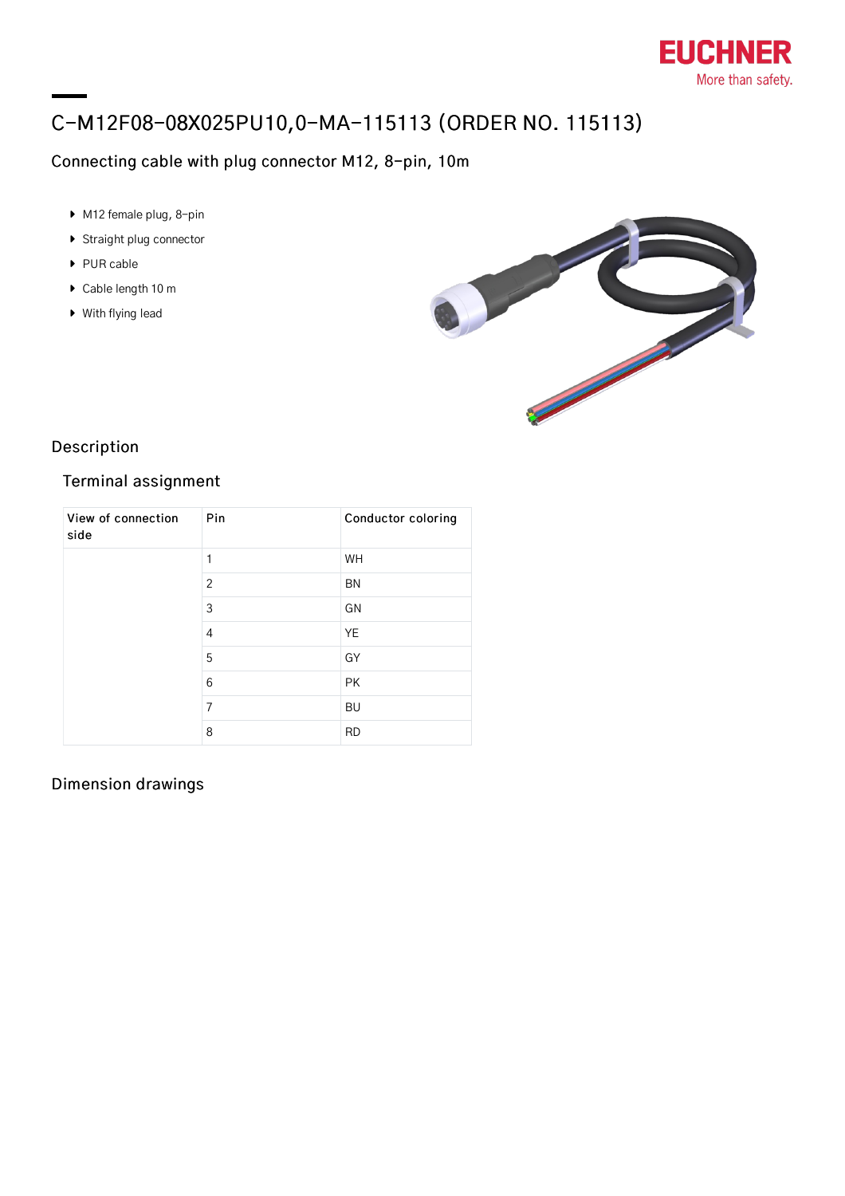# C-M12F08-08X025PU10,0-MA-115113 (ORDER NO. 115113)

## Connecting cable with plug connector M12, 8-pin, 10m

- M12 female plug, 8-pin
- Straight plug connector
- PUR cable
- Cable length 10 m
- With flying lead

## Description

### Terminal assignment

| View of connection side | Pin | Conductor coloring |
|---|---|---|
| | 1 | WH |
| | 2 | BN |
| | 3 | GN |
| | 4 | YE |
| | 5 | GY |
| | 6 | PK |
| | 7 | BU |
| | 8 | RD |

## Dimension drawings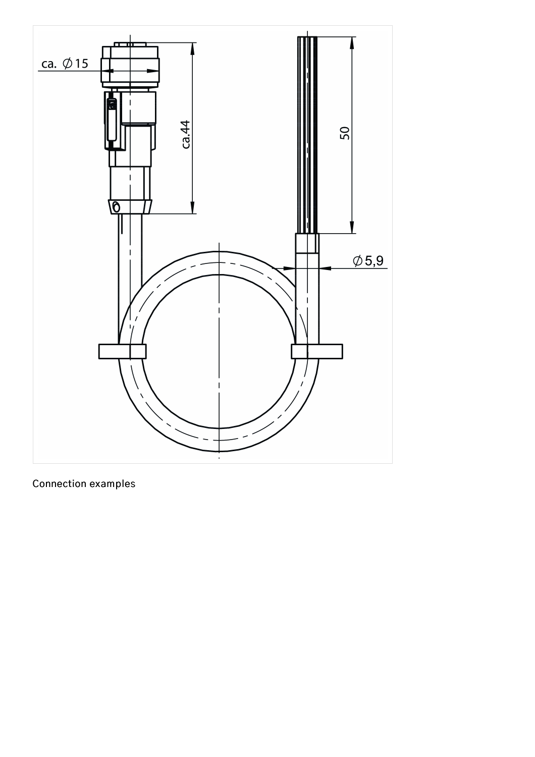ca. ∅15

ca.44

50

∅5,9

Connection examples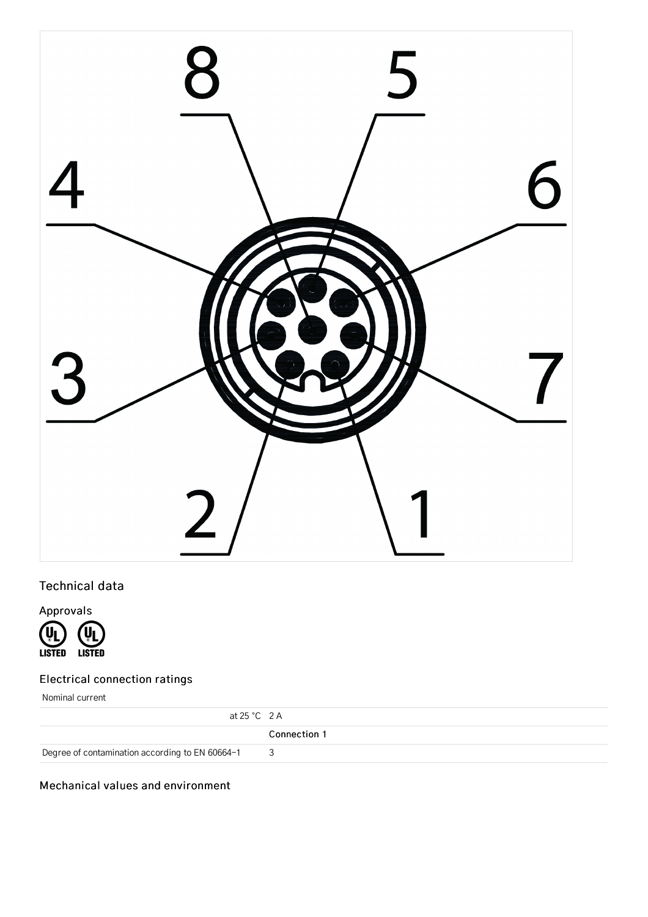8 5

4 6

3 7

2 1

## Technical data

### Approvals

### Electrical connection ratings

Nominal current

| | |
|---|---|
| at 25 °C | 2 A |
| | **Connection 1** |
| Degree of contamination according to EN 60664-1 | 3 |

### Mechanical values and environment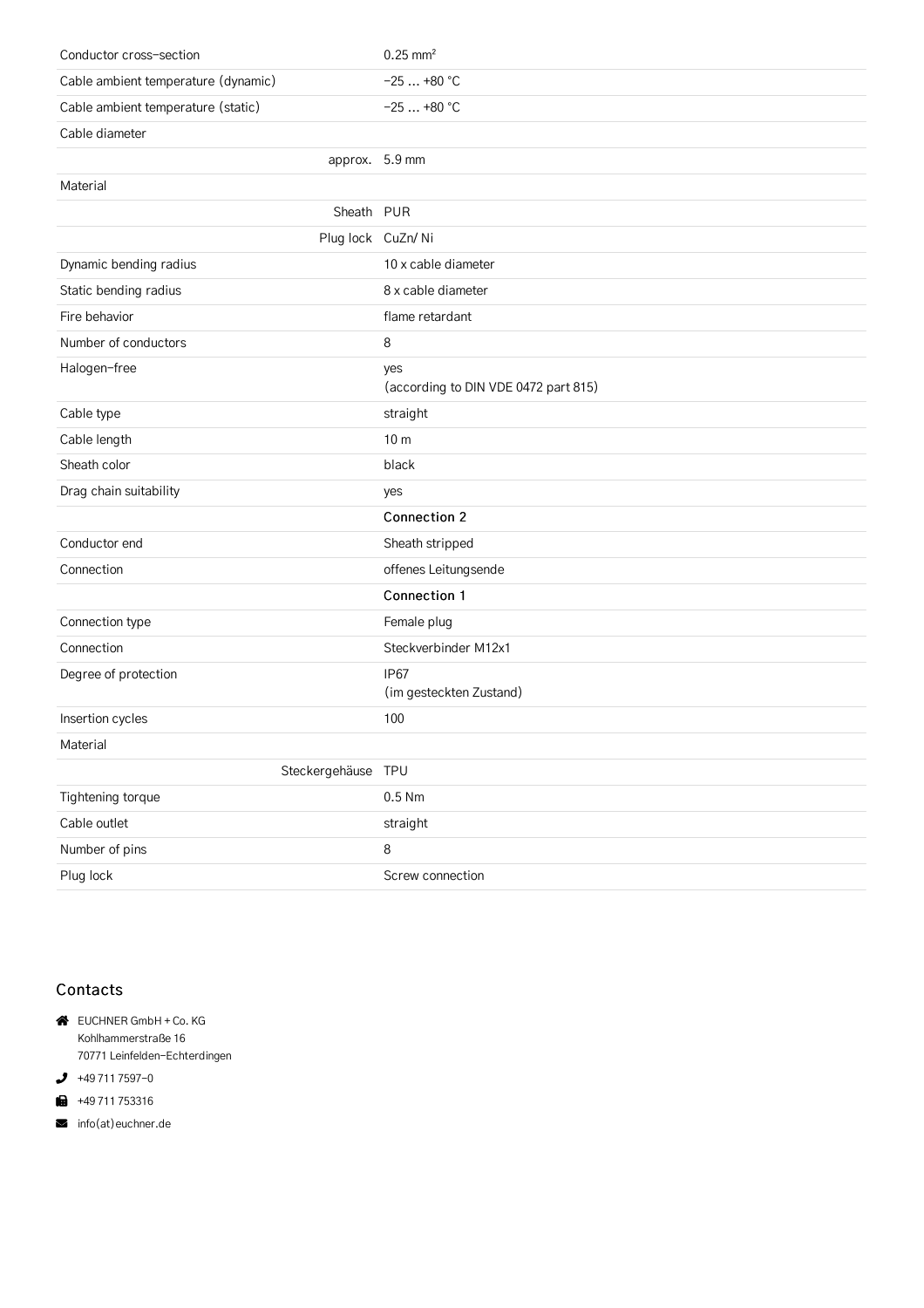| | |
|---|---|
| Conductor cross-section | 0.25 mm² |
| Cable ambient temperature (dynamic) | −25 … +80 °C |
| Cable ambient temperature (static) | −25 … +80 °C |
| Cable diameter | |
| approx. | 5.9 mm |
| Material | |
| Sheath | PUR |
| Plug lock | CuZn/ Ni |
| Dynamic bending radius | 10 x cable diameter |
| Static bending radius | 8 x cable diameter |
| Fire behavior | flame retardant |
| Number of conductors | 8 |
| Halogen-free | yes<br>(according to DIN VDE 0472 part 815) |
| Cable type | straight |
| Cable length | 10 m |
| Sheath color | black |
| Drag chain suitability | yes |
| | **Connection 2** |
| Conductor end | Sheath stripped |
| Connection | offenes Leitungsende |
| | **Connection 1** |
| Connection type | Female plug |
| Connection | Steckverbinder M12x1 |
| Degree of protection | IP67<br>(im gesteckten Zustand) |
| Insertion cycles | 100 |
| Material | |
| Steckergehäuse | TPU |
| Tightening torque | 0.5 Nm |
| Cable outlet | straight |
| Number of pins | 8 |
| Plug lock | Screw connection |

## Contacts

EUCHNER GmbH + Co. KG
Kohlhammerstraße 16
70771 Leinfelden-Echterdingen

+49 711 7597-0

+49 711 753316

info(at)euchner.de